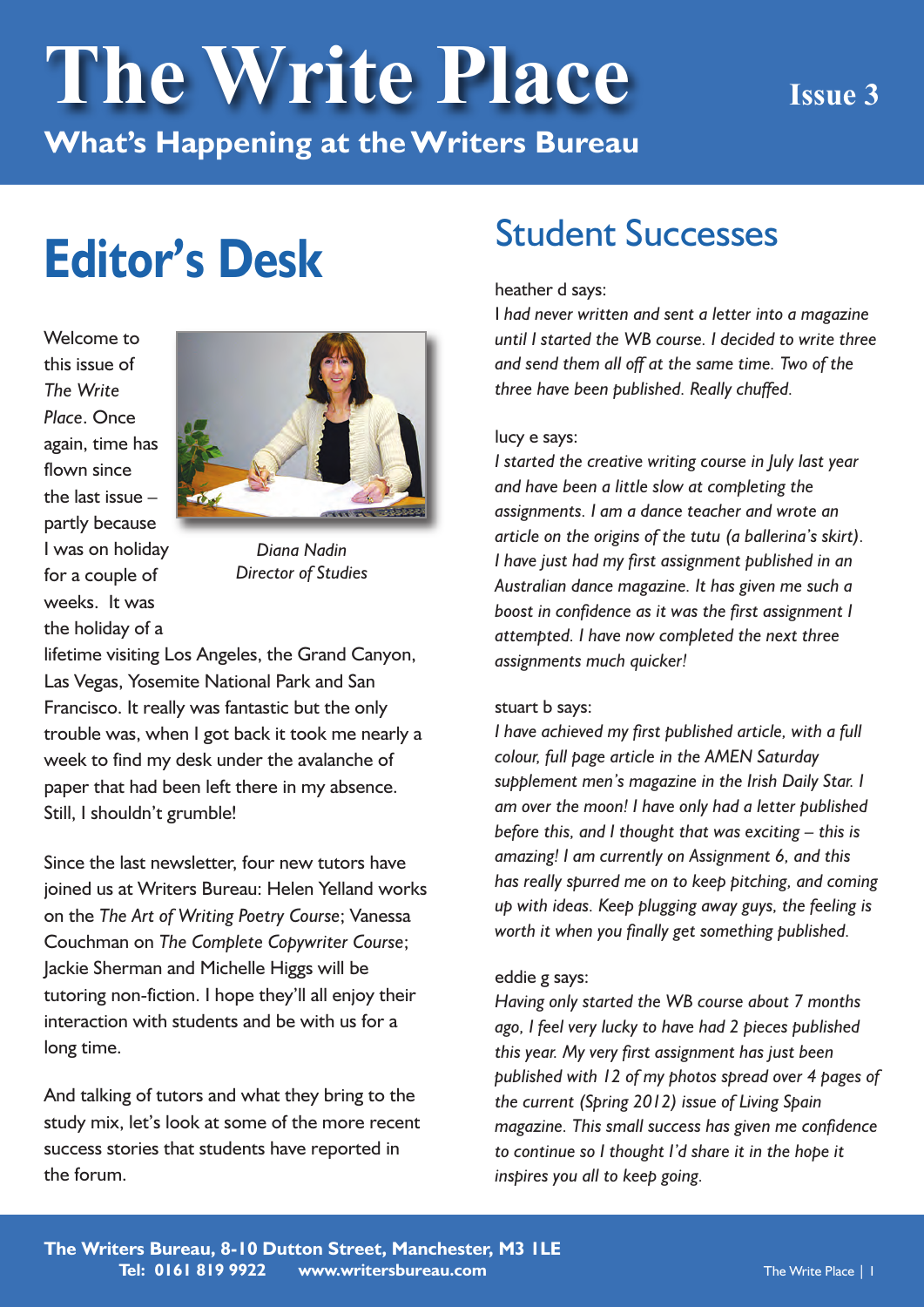# The Write Place

**What's Happening at the Writers Bureau**

**Issue 3**

## Editor's Desk

Welcome to this issue of *The Write Place*. Once again, time has flown since the last issue – partly because I was on holiday for a couple of weeks. It was the holiday of a lifetime visiting Los Angeles, the Grand Canyon, Las Vegas, Yosemite National Park and San Francisco. It really was fantastic but the only trouble was, when I got back it took me nearly a week to find my desk under the avalanche of paper that had been left there in my absence. Still, I shouldn't grumble!

*Diana Nadin*
*Director of Studies*

Since the last newsletter, four new tutors have joined us at Writers Bureau: Helen Yelland works on the *The Art of Writing Poetry Course*; Vanessa Couchman on *The Complete Copywriter Course*; Jackie Sherman and Michelle Higgs will be tutoring non-fiction. I hope they'll all enjoy their interaction with students and be with us for a long time.

And talking of tutors and what they bring to the study mix, let's look at some of the more recent success stories that students have reported in the forum.

## Student Successes

heather d says:
*I had never written and sent a letter into a magazine until I started the WB course. I decided to write three and send them all off at the same time. Two of the three have been published. Really chuffed.*

lucy e says:
*I started the creative writing course in July last year and have been a little slow at completing the assignments. I am a dance teacher and wrote an article on the origins of the tutu (a ballerina's skirt). I have just had my first assignment published in an Australian dance magazine. It has given me such a boost in confidence as it was the first assignment I attempted. I have now completed the next three assignments much quicker!*

stuart b says:
*I have achieved my first published article, with a full colour, full page article in the AMEN Saturday supplement men's magazine in the Irish Daily Star. I am over the moon! I have only had a letter published before this, and I thought that was exciting – this is amazing! I am currently on Assignment 6, and this has really spurred me on to keep pitching, and coming up with ideas. Keep plugging away guys, the feeling is worth it when you finally get something published.*

eddie g says:
*Having only started the WB course about 7 months ago, I feel very lucky to have had 2 pieces published this year. My very first assignment has just been published with 12 of my photos spread over 4 pages of the current (Spring 2012) issue of Living Spain magazine. This small success has given me confidence to continue so I thought I'd share it in the hope it inspires you all to keep going.*

**The Writers Bureau, 8-10 Dutton Street, Manchester, M3 1LE**
**Tel: 0161 819 9922 www.writersbureau.com**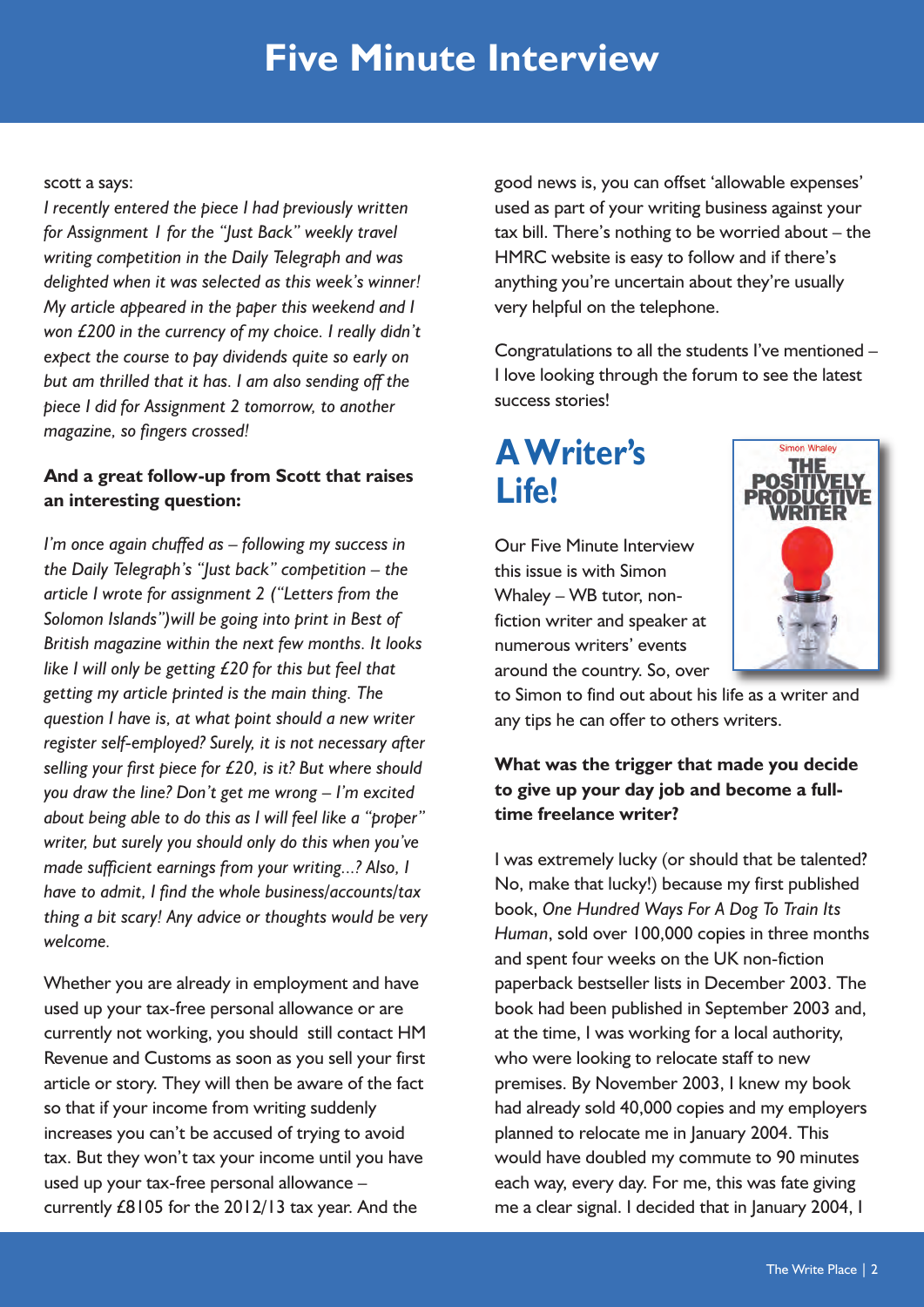# Five Minute Interview

scott a says:

*I recently entered the piece I had previously written for Assignment 1 for the "Just Back" weekly travel writing competition in the Daily Telegraph and was delighted when it was selected as this week's winner! My article appeared in the paper this weekend and I won £200 in the currency of my choice. I really didn't expect the course to pay dividends quite so early on but am thrilled that it has. I am also sending off the piece I did for Assignment 2 tomorrow, to another magazine, so fingers crossed!*

**And a great follow-up from Scott that raises an interesting question:**

*I'm once again chuffed as – following my success in the Daily Telegraph's "Just back" competition – the article I wrote for assignment 2 ("Letters from the Solomon Islands")will be going into print in Best of British magazine within the next few months. It looks like I will only be getting £20 for this but feel that getting my article printed is the main thing. The question I have is, at what point should a new writer register self-employed? Surely, it is not necessary after selling your first piece for £20, is it? But where should you draw the line? Don't get me wrong – I'm excited about being able to do this as I will feel like a "proper" writer, but surely you should only do this when you've made sufficient earnings from your writing...? Also, I have to admit, I find the whole business/accounts/tax thing a bit scary! Any advice or thoughts would be very welcome.*

Whether you are already in employment and have used up your tax-free personal allowance or are currently not working, you should still contact HM Revenue and Customs as soon as you sell your first article or story. They will then be aware of the fact so that if your income from writing suddenly increases you can't be accused of trying to avoid tax. But they won't tax your income until you have used up your tax-free personal allowance – currently £8105 for the 2012/13 tax year. And the good news is, you can offset 'allowable expenses' used as part of your writing business against your tax bill. There's nothing to be worried about – the HMRC website is easy to follow and if there's anything you're uncertain about they're usually very helpful on the telephone.

Congratulations to all the students I've mentioned – I love looking through the forum to see the latest success stories!

## A Writer's Life!

Our Five Minute Interview this issue is with Simon Whaley – WB tutor, non-fiction writer and speaker at numerous writers' events around the country. So, over to Simon to find out about his life as a writer and any tips he can offer to others writers.

**What was the trigger that made you decide to give up your day job and become a full-time freelance writer?**

I was extremely lucky (or should that be talented? No, make that lucky!) because my first published book, *One Hundred Ways For A Dog To Train Its Human*, sold over 100,000 copies in three months and spent four weeks on the UK non-fiction paperback bestseller lists in December 2003. The book had been published in September 2003 and, at the time, I was working for a local authority, who were looking to relocate staff to new premises. By November 2003, I knew my book had already sold 40,000 copies and my employers planned to relocate me in January 2004. This would have doubled my commute to 90 minutes each way, every day. For me, this was fate giving me a clear signal. I decided that in January 2004, I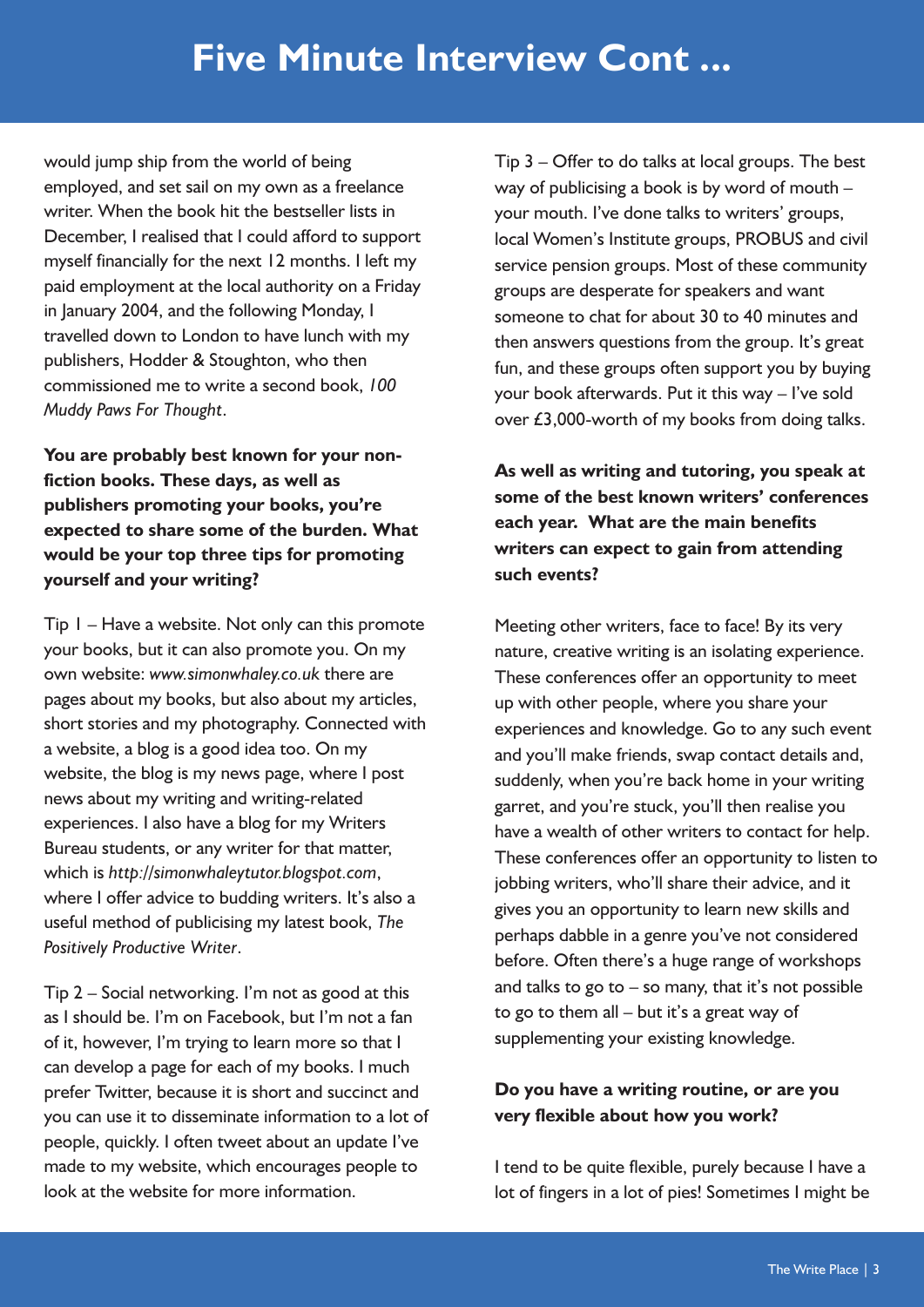# Five Minute Interview Cont ...

would jump ship from the world of being employed, and set sail on my own as a freelance writer. When the book hit the bestseller lists in December, I realised that I could afford to support myself financially for the next 12 months. I left my paid employment at the local authority on a Friday in January 2004, and the following Monday, I travelled down to London to have lunch with my publishers, Hodder & Stoughton, who then commissioned me to write a second book, *100 Muddy Paws For Thought*.

**You are probably best known for your non-fiction books. These days, as well as publishers promoting your books, you're expected to share some of the burden. What would be your top three tips for promoting yourself and your writing?**

Tip 1 – Have a website. Not only can this promote your books, but it can also promote you. On my own website: *www.simonwhaley.co.uk* there are pages about my books, but also about my articles, short stories and my photography. Connected with a website, a blog is a good idea too. On my website, the blog is my news page, where I post news about my writing and writing-related experiences. I also have a blog for my Writers Bureau students, or any writer for that matter, which is *http://simonwhaleytutor.blogspot.com*, where I offer advice to budding writers. It's also a useful method of publicising my latest book, *The Positively Productive Writer*.

Tip 2 – Social networking. I'm not as good at this as I should be. I'm on Facebook, but I'm not a fan of it, however, I'm trying to learn more so that I can develop a page for each of my books. I much prefer Twitter, because it is short and succinct and you can use it to disseminate information to a lot of people, quickly. I often tweet about an update I've made to my website, which encourages people to look at the website for more information.

Tip 3 – Offer to do talks at local groups. The best way of publicising a book is by word of mouth – your mouth. I've done talks to writers' groups, local Women's Institute groups, PROBUS and civil service pension groups. Most of these community groups are desperate for speakers and want someone to chat for about 30 to 40 minutes and then answers questions from the group. It's great fun, and these groups often support you by buying your book afterwards. Put it this way – I've sold over £3,000-worth of my books from doing talks.

**As well as writing and tutoring, you speak at some of the best known writers' conferences each year. What are the main benefits writers can expect to gain from attending such events?**

Meeting other writers, face to face! By its very nature, creative writing is an isolating experience. These conferences offer an opportunity to meet up with other people, where you share your experiences and knowledge. Go to any such event and you'll make friends, swap contact details and, suddenly, when you're back home in your writing garret, and you're stuck, you'll then realise you have a wealth of other writers to contact for help. These conferences offer an opportunity to listen to jobbing writers, who'll share their advice, and it gives you an opportunity to learn new skills and perhaps dabble in a genre you've not considered before. Often there's a huge range of workshops and talks to go to – so many, that it's not possible to go to them all – but it's a great way of supplementing your existing knowledge.

**Do you have a writing routine, or are you very flexible about how you work?**

I tend to be quite flexible, purely because I have a lot of fingers in a lot of pies! Sometimes I might be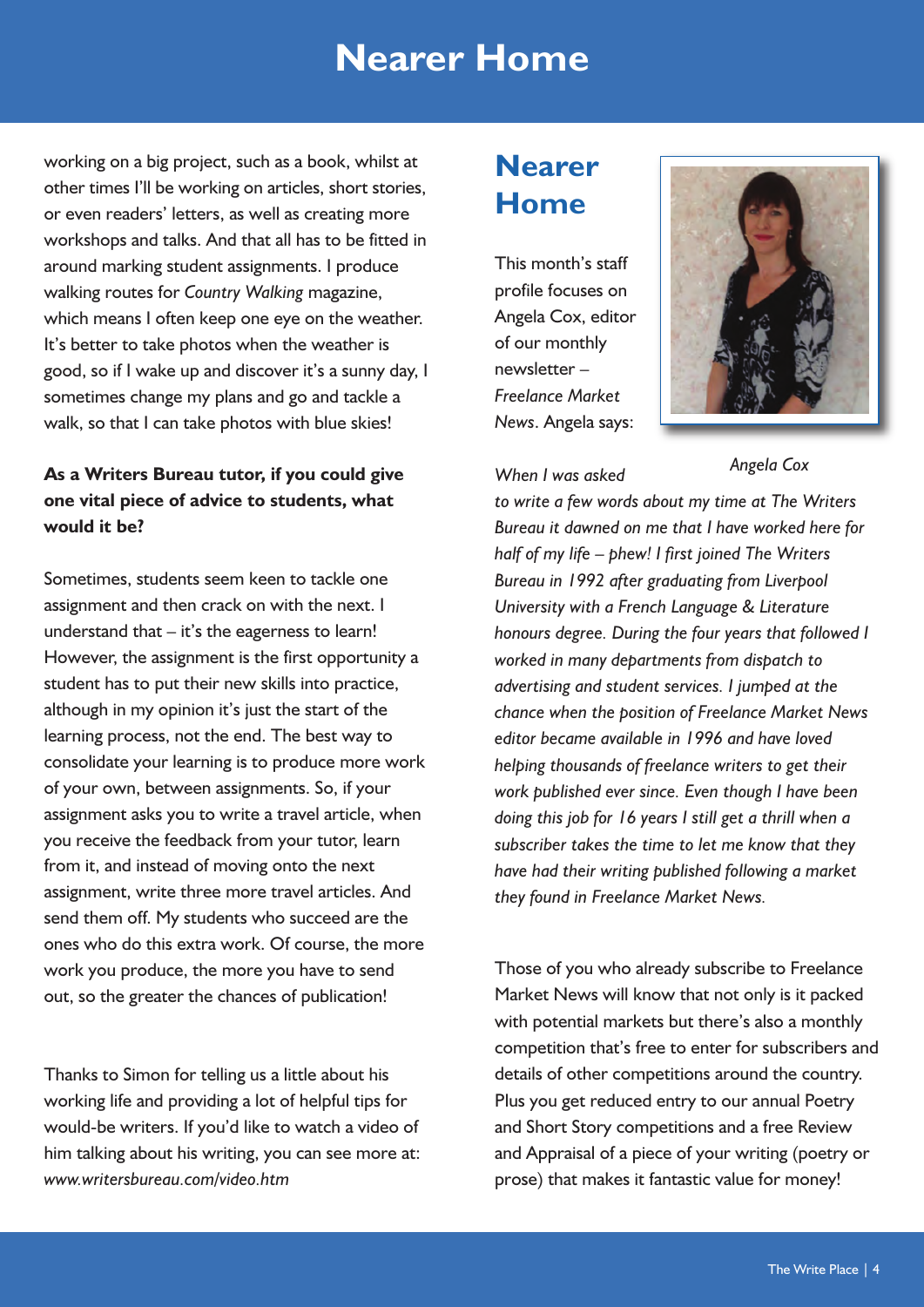working on a big project, such as a book, whilst at other times I'll be working on articles, short stories, or even readers' letters, as well as creating more workshops and talks. And that all has to be fitted in around marking student assignments. I produce walking routes for *Country Walking* magazine, which means I often keep one eye on the weather. It's better to take photos when the weather is good, so if I wake up and discover it's a sunny day, I sometimes change my plans and go and tackle a walk, so that I can take photos with blue skies!

**As a Writers Bureau tutor, if you could give one vital piece of advice to students, what would it be?**

Sometimes, students seem keen to tackle one assignment and then crack on with the next. I understand that – it's the eagerness to learn! However, the assignment is the first opportunity a student has to put their new skills into practice, although in my opinion it's just the start of the learning process, not the end. The best way to consolidate your learning is to produce more work of your own, between assignments. So, if your assignment asks you to write a travel article, when you receive the feedback from your tutor, learn from it, and instead of moving onto the next assignment, write three more travel articles. And send them off. My students who succeed are the ones who do this extra work. Of course, the more work you produce, the more you have to send out, so the greater the chances of publication!

Thanks to Simon for telling us a little about his working life and providing a lot of helpful tips for would-be writers. If you'd like to watch a video of him talking about his writing, you can see more at: *www.writersbureau.com/video.htm*

## Nearer Home

This month's staff profile focuses on Angela Cox, editor of our monthly newsletter – *Freelance Market News*. Angela says:

*Angela Cox*

*When I was asked to write a few words about my time at The Writers Bureau it dawned on me that I have worked here for half of my life – phew! I first joined The Writers Bureau in 1992 after graduating from Liverpool University with a French Language & Literature honours degree. During the four years that followed I worked in many departments from dispatch to advertising and student services. I jumped at the chance when the position of Freelance Market News editor became available in 1996 and have loved helping thousands of freelance writers to get their work published ever since. Even though I have been doing this job for 16 years I still get a thrill when a subscriber takes the time to let me know that they have had their writing published following a market they found in Freelance Market News.*

Those of you who already subscribe to Freelance Market News will know that not only is it packed with potential markets but there's also a monthly competition that's free to enter for subscribers and details of other competitions around the country. Plus you get reduced entry to our annual Poetry and Short Story competitions and a free Review and Appraisal of a piece of your writing (poetry or prose) that makes it fantastic value for money!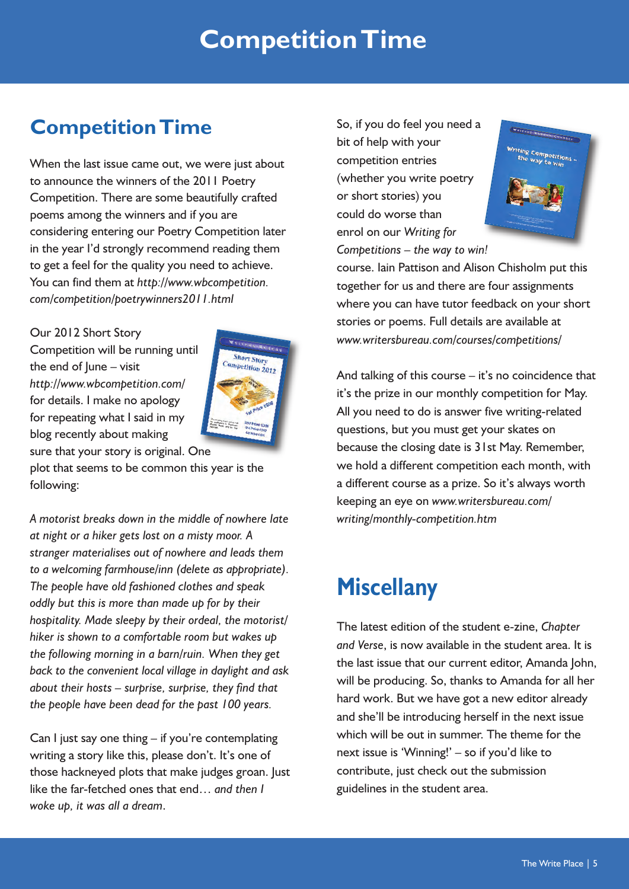# Competition Time

## Competition Time

When the last issue came out, we were just about to announce the winners of the 2011 Poetry Competition. There are some beautifully crafted poems among the winners and if you are considering entering our Poetry Competition later in the year I'd strongly recommend reading them to get a feel for the quality you need to achieve. You can find them at *http://www.wbcompetition.com/competition/poetrywinners2011.html*

Our 2012 Short Story Competition will be running until the end of June – visit *http://www.wbcompetition.com/* for details. I make no apology for repeating what I said in my blog recently about making sure that your story is original. One plot that seems to be common this year is the following:

*A motorist breaks down in the middle of nowhere late at night or a hiker gets lost on a misty moor. A stranger materialises out of nowhere and leads them to a welcoming farmhouse/inn (delete as appropriate). The people have old fashioned clothes and speak oddly but this is more than made up for by their hospitality. Made sleepy by their ordeal, the motorist/hiker is shown to a comfortable room but wakes up the following morning in a barn/ruin. When they get back to the convenient local village in daylight and ask about their hosts – surprise, surprise, they find that the people have been dead for the past 100 years.*

Can I just say one thing – if you're contemplating writing a story like this, please don't. It's one of those hackneyed plots that make judges groan. Just like the far-fetched ones that end… *and then I woke up, it was all a dream*.

So, if you do feel you need a bit of help with your competition entries (whether you write poetry or short stories) you could do worse than enrol on our *Writing for Competitions – the way to win!* course. Iain Pattison and Alison Chisholm put this together for us and there are four assignments where you can have tutor feedback on your short stories or poems. Full details are available at *www.writersbureau.com/courses/competitions/*

And talking of this course – it's no coincidence that it's the prize in our monthly competition for May. All you need to do is answer five writing-related questions, but you must get your skates on because the closing date is 31st May. Remember, we hold a different competition each month, with a different course as a prize. So it's always worth keeping an eye on *www.writersbureau.com/writing/monthly-competition.htm*

## Miscellany

The latest edition of the student e-zine, *Chapter and Verse*, is now available in the student area. It is the last issue that our current editor, Amanda John, will be producing. So, thanks to Amanda for all her hard work. But we have got a new editor already and she'll be introducing herself in the next issue which will be out in summer. The theme for the next issue is 'Winning!' – so if you'd like to contribute, just check out the submission guidelines in the student area.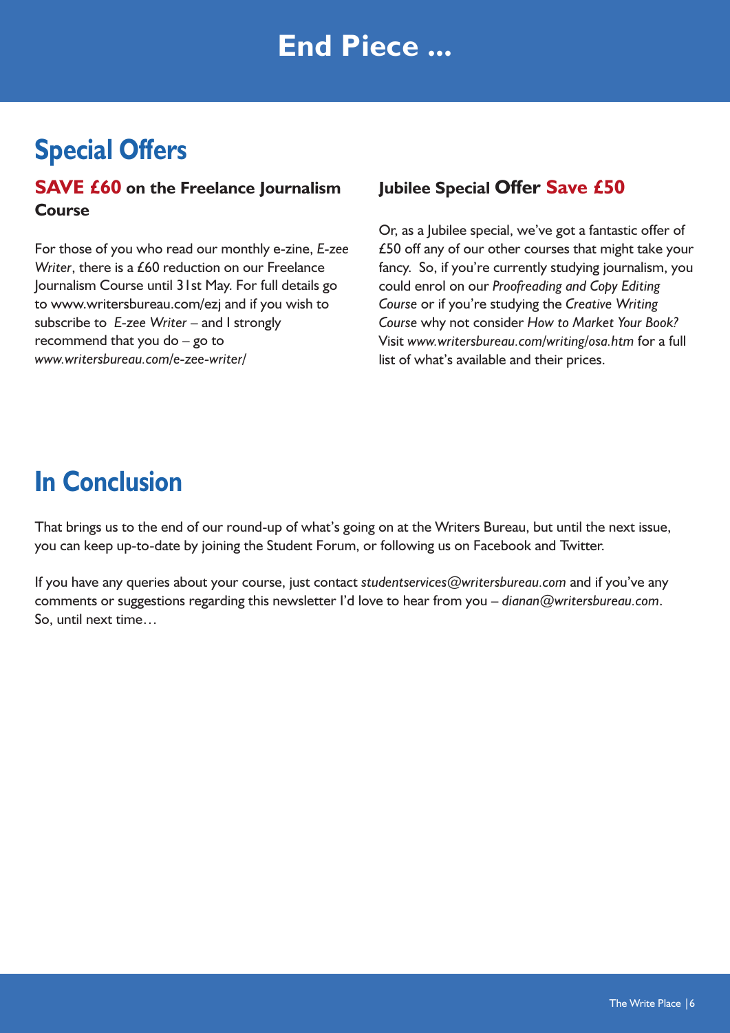# End Piece ...

## Special Offers

### **SAVE £60** on the Freelance Journalism Course

For those of you who read our monthly e-zine, *E-zee Writer*, there is a £60 reduction on our Freelance Journalism Course until 31st May. For full details go to www.writersbureau.com/ezj and if you wish to subscribe to *E-zee Writer* – and I strongly recommend that you do – go to *www.writersbureau.com/e-zee-writer/*

### Jubilee Special Offer **Save £50**

Or, as a Jubilee special, we've got a fantastic offer of £50 off any of our other courses that might take your fancy. So, if you're currently studying journalism, you could enrol on our *Proofreading and Copy Editing Course* or if you're studying the *Creative Writing Course* why not consider *How to Market Your Book?* Visit *www.writersbureau.com/writing/osa.htm* for a full list of what's available and their prices.

## In Conclusion

That brings us to the end of our round-up of what's going on at the Writers Bureau, but until the next issue, you can keep up-to-date by joining the Student Forum, or following us on Facebook and Twitter.

If you have any queries about your course, just contact *studentservices@writersbureau.com* and if you've any comments or suggestions regarding this newsletter I'd love to hear from you – *dianan@writersbureau.com*. So, until next time…